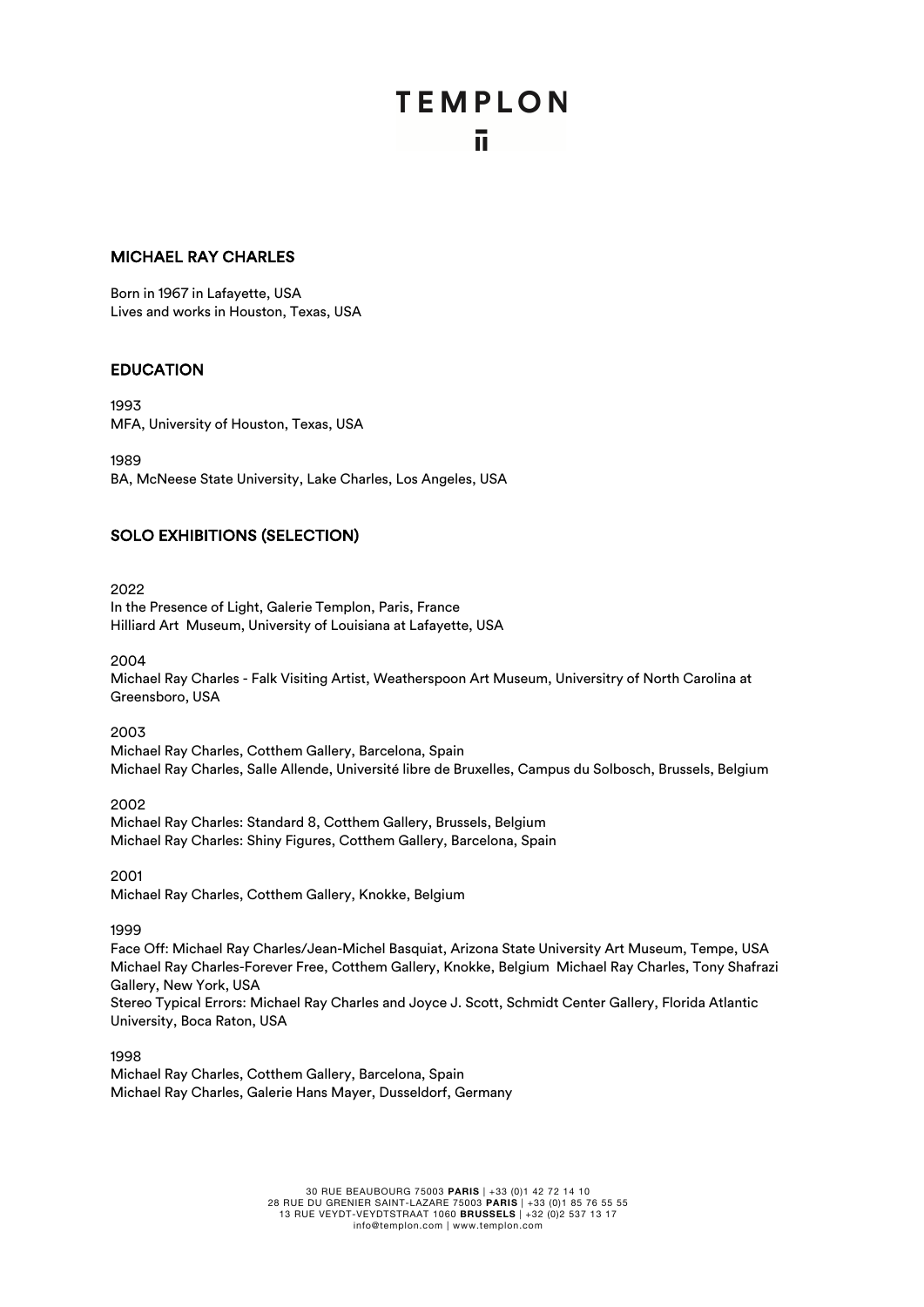# TEMPLON

## MICHAEL RAY CHARLES

Born in 1967 in Lafayette, USA
Lives and works in Houston, Texas, USA

## EDUCATION

1993
MFA, University of Houston, Texas, USA

1989
BA, McNeese State University, Lake Charles, Los Angeles, USA

## SOLO EXHIBITIONS (SELECTION)

2022
In the Presence of Light, Galerie Templon, Paris, France
Hilliard Art Museum, University of Louisiana at Lafayette, USA

2004
Michael Ray Charles - Falk Visiting Artist, Weatherspoon Art Museum, Universitry of North Carolina at Greensboro, USA

2003
Michael Ray Charles, Cotthem Gallery, Barcelona, Spain
Michael Ray Charles, Salle Allende, Université libre de Bruxelles, Campus du Solbosch, Brussels, Belgium

2002
Michael Ray Charles: Standard 8, Cotthem Gallery, Brussels, Belgium
Michael Ray Charles: Shiny Figures, Cotthem Gallery, Barcelona, Spain

2001
Michael Ray Charles, Cotthem Gallery, Knokke, Belgium

1999
Face Off: Michael Ray Charles/Jean-Michel Basquiat, Arizona State University Art Museum, Tempe, USA
Michael Ray Charles-Forever Free, Cotthem Gallery, Knokke, Belgium Michael Ray Charles, Tony Shafrazi Gallery, New York, USA
Stereo Typical Errors: Michael Ray Charles and Joyce J. Scott, Schmidt Center Gallery, Florida Atlantic University, Boca Raton, USA

1998
Michael Ray Charles, Cotthem Gallery, Barcelona, Spain
Michael Ray Charles, Galerie Hans Mayer, Dusseldorf, Germany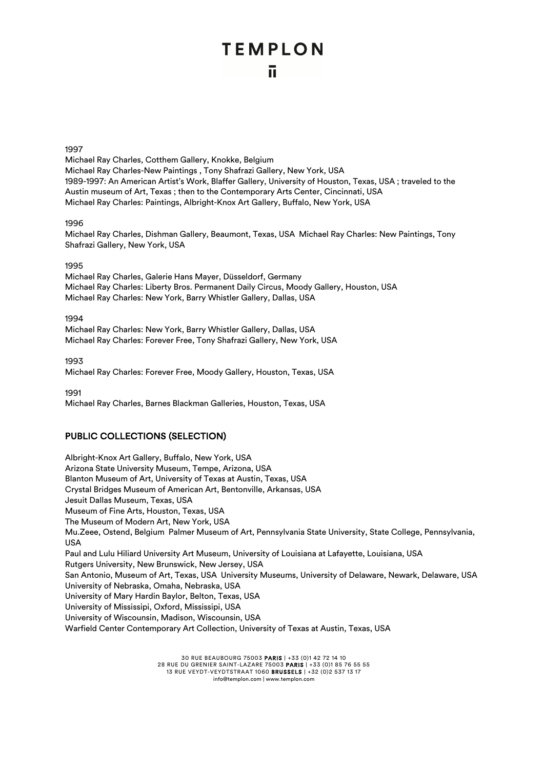1997

Michael Ray Charles, Cotthem Gallery, Knokke, Belgium
Michael Ray Charles-New Paintings , Tony Shafrazi Gallery, New York, USA
1989-1997: An American Artist's Work, Blaffer Gallery, University of Houston, Texas, USA ; traveled to the Austin museum of Art, Texas ; then to the Contemporary Arts Center, Cincinnati, USA
Michael Ray Charles: Paintings, Albright-Knox Art Gallery, Buffalo, New York, USA

1996

Michael Ray Charles, Dishman Gallery, Beaumont, Texas, USA Michael Ray Charles: New Paintings, Tony Shafrazi Gallery, New York, USA

1995

Michael Ray Charles, Galerie Hans Mayer, Düsseldorf, Germany
Michael Ray Charles: Liberty Bros. Permanent Daily Circus, Moody Gallery, Houston, USA
Michael Ray Charles: New York, Barry Whistler Gallery, Dallas, USA

1994

Michael Ray Charles: New York, Barry Whistler Gallery, Dallas, USA
Michael Ray Charles: Forever Free, Tony Shafrazi Gallery, New York, USA

1993

Michael Ray Charles: Forever Free, Moody Gallery, Houston, Texas, USA

1991

Michael Ray Charles, Barnes Blackman Galleries, Houston, Texas, USA

## PUBLIC COLLECTIONS (SELECTION)

Albright-Knox Art Gallery, Buffalo, New York, USA
Arizona State University Museum, Tempe, Arizona, USA
Blanton Museum of Art, University of Texas at Austin, Texas, USA
Crystal Bridges Museum of American Art, Bentonville, Arkansas, USA
Jesuit Dallas Museum, Texas, USA
Museum of Fine Arts, Houston, Texas, USA
The Museum of Modern Art, New York, USA
Mu.Zeee, Ostend, Belgium Palmer Museum of Art, Pennsylvania State University, State College, Pennsylvania, USA
Paul and Lulu Hiliard University Art Museum, University of Louisiana at Lafayette, Louisiana, USA
Rutgers University, New Brunswick, New Jersey, USA
San Antonio, Museum of Art, Texas, USA University Museums, University of Delaware, Newark, Delaware, USA
University of Nebraska, Omaha, Nebraska, USA
University of Mary Hardin Baylor, Belton, Texas, USA
University of Mississipi, Oxford, Mississipi, USA
University of Wiscounsin, Madison, Wiscounsin, USA
Warfield Center Contemporary Art Collection, University of Texas at Austin, Texas, USA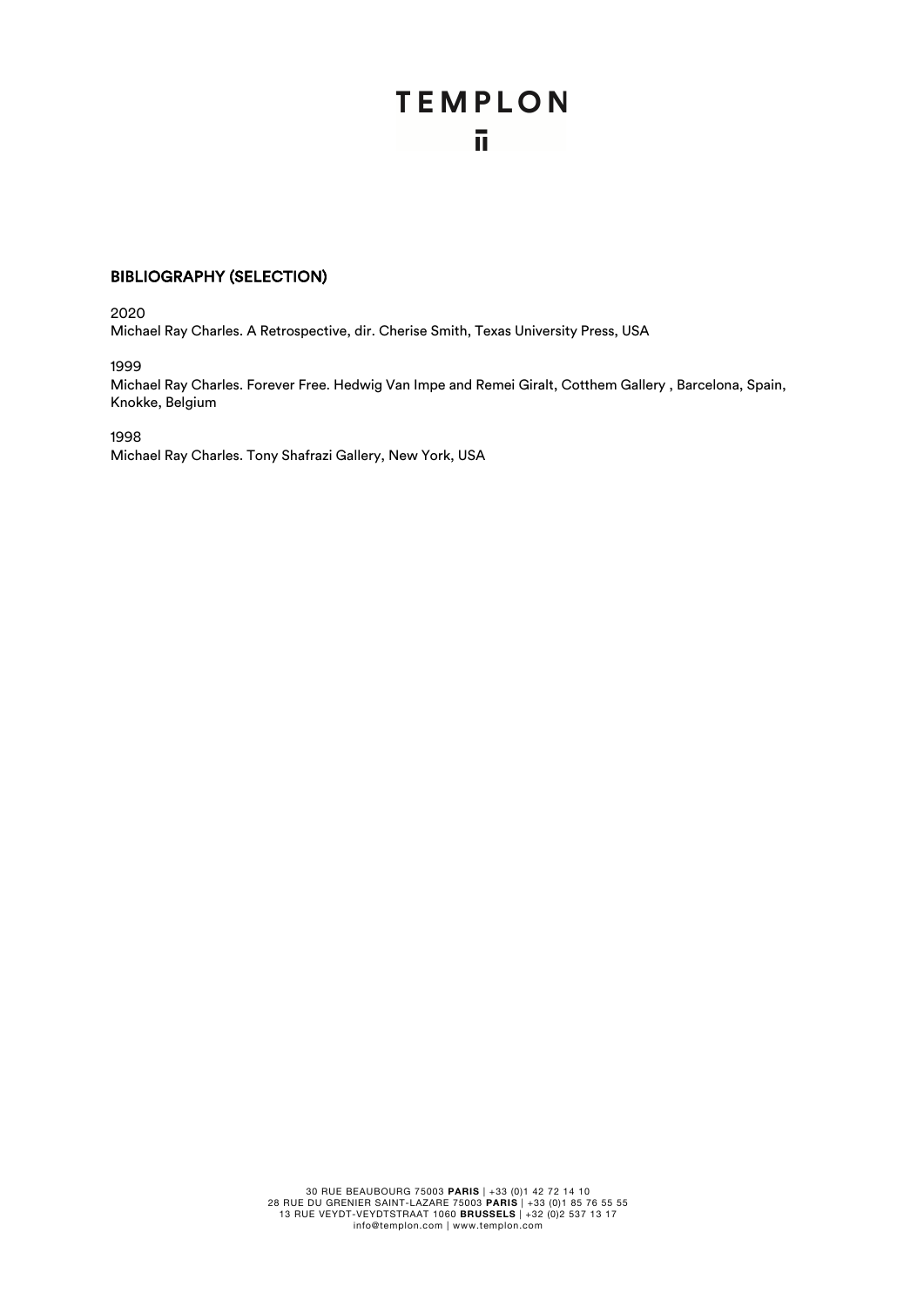## BIBLIOGRAPHY (SELECTION)

2020
Michael Ray Charles. A Retrospective, dir. Cherise Smith, Texas University Press, USA

1999
Michael Ray Charles. Forever Free. Hedwig Van Impe and Remei Giralt, Cotthem Gallery , Barcelona, Spain, Knokke, Belgium

1998
Michael Ray Charles. Tony Shafrazi Gallery, New York, USA